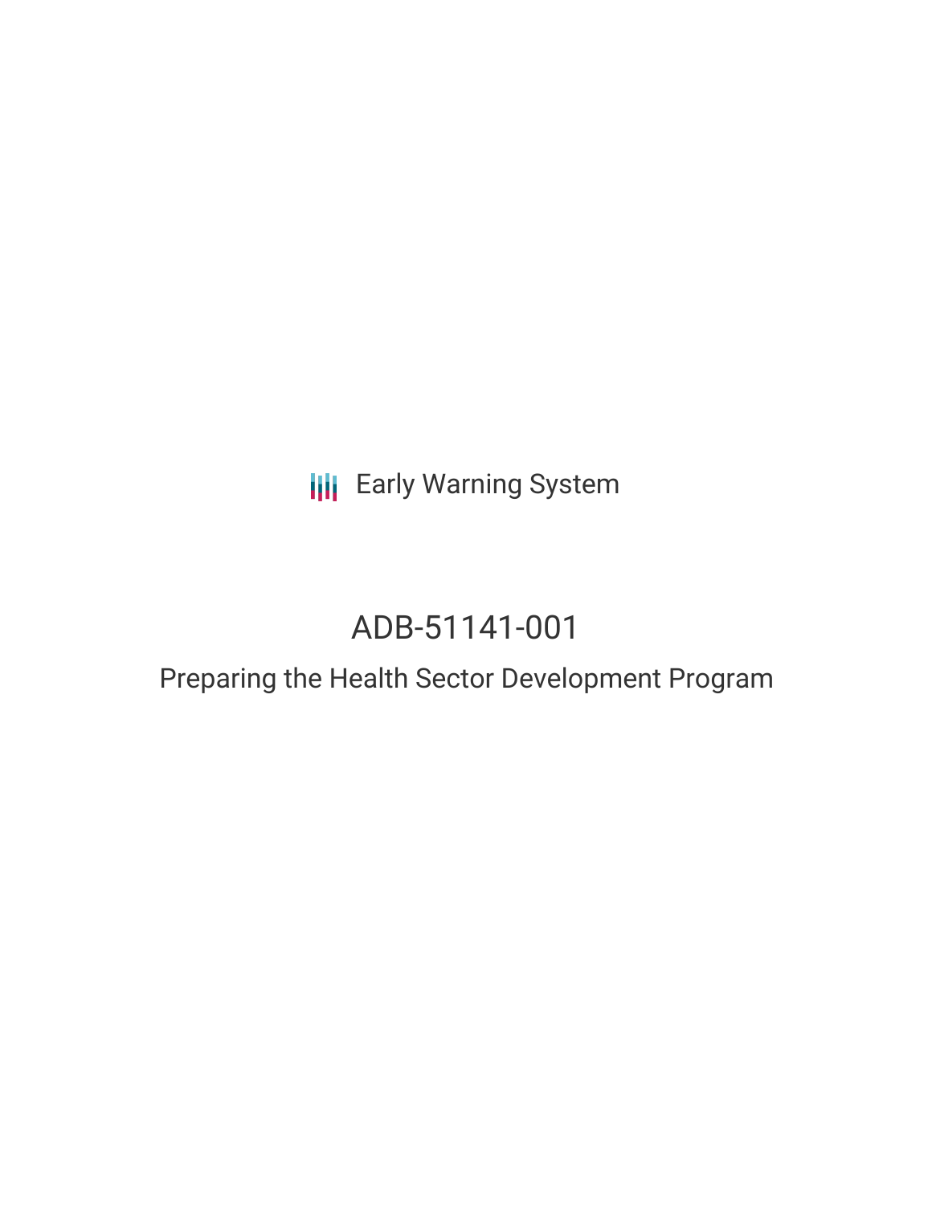Early Warning System

# ADB-51141-001

## Preparing the Health Sector Development Program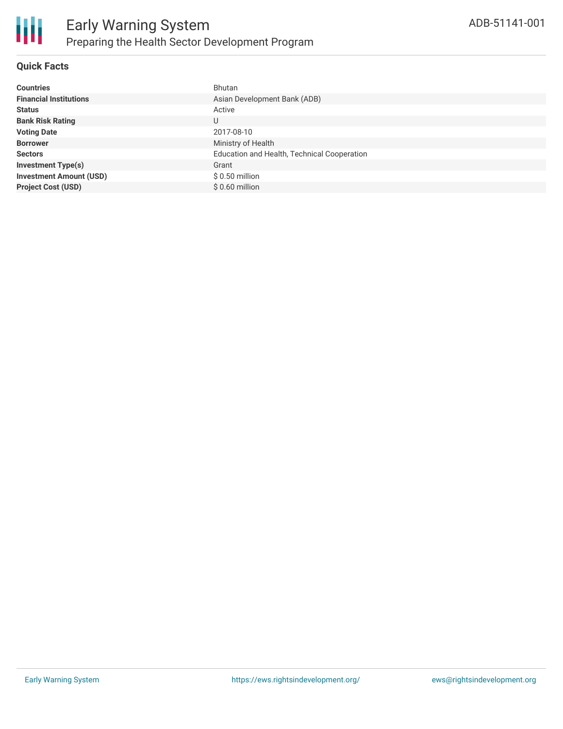# Early Warning System

## Preparing the Health Sector Development Program

ADB-51141-001

### Quick Facts

| | |
|---|---|
| **Countries** | Bhutan |
| **Financial Institutions** | Asian Development Bank (ADB) |
| **Status** | Active |
| **Bank Risk Rating** | U |
| **Voting Date** | 2017-08-10 |
| **Borrower** | Ministry of Health |
| **Sectors** | Education and Health, Technical Cooperation |
| **Investment Type(s)** | Grant |
| **Investment Amount (USD)** | $ 0.50 million |
| **Project Cost (USD)** | $ 0.60 million |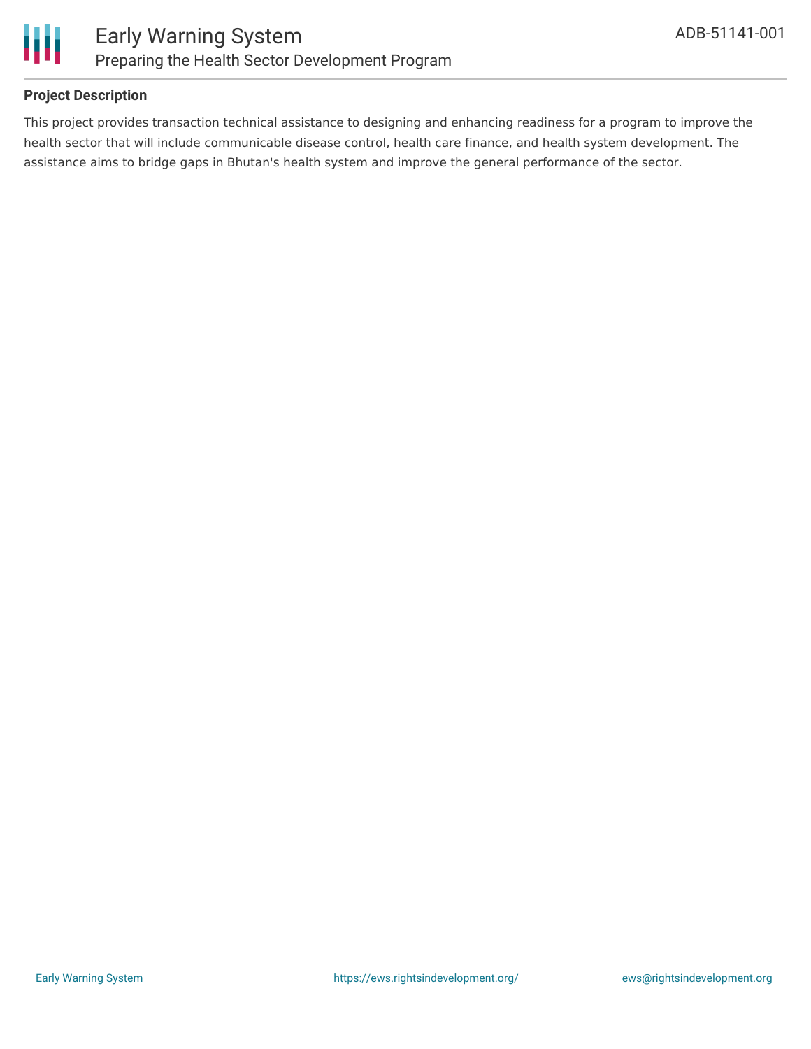## Project Description

This project provides transaction technical assistance to designing and enhancing readiness for a program to improve the health sector that will include communicable disease control, health care finance, and health system development. The assistance aims to bridge gaps in Bhutan's health system and improve the general performance of the sector.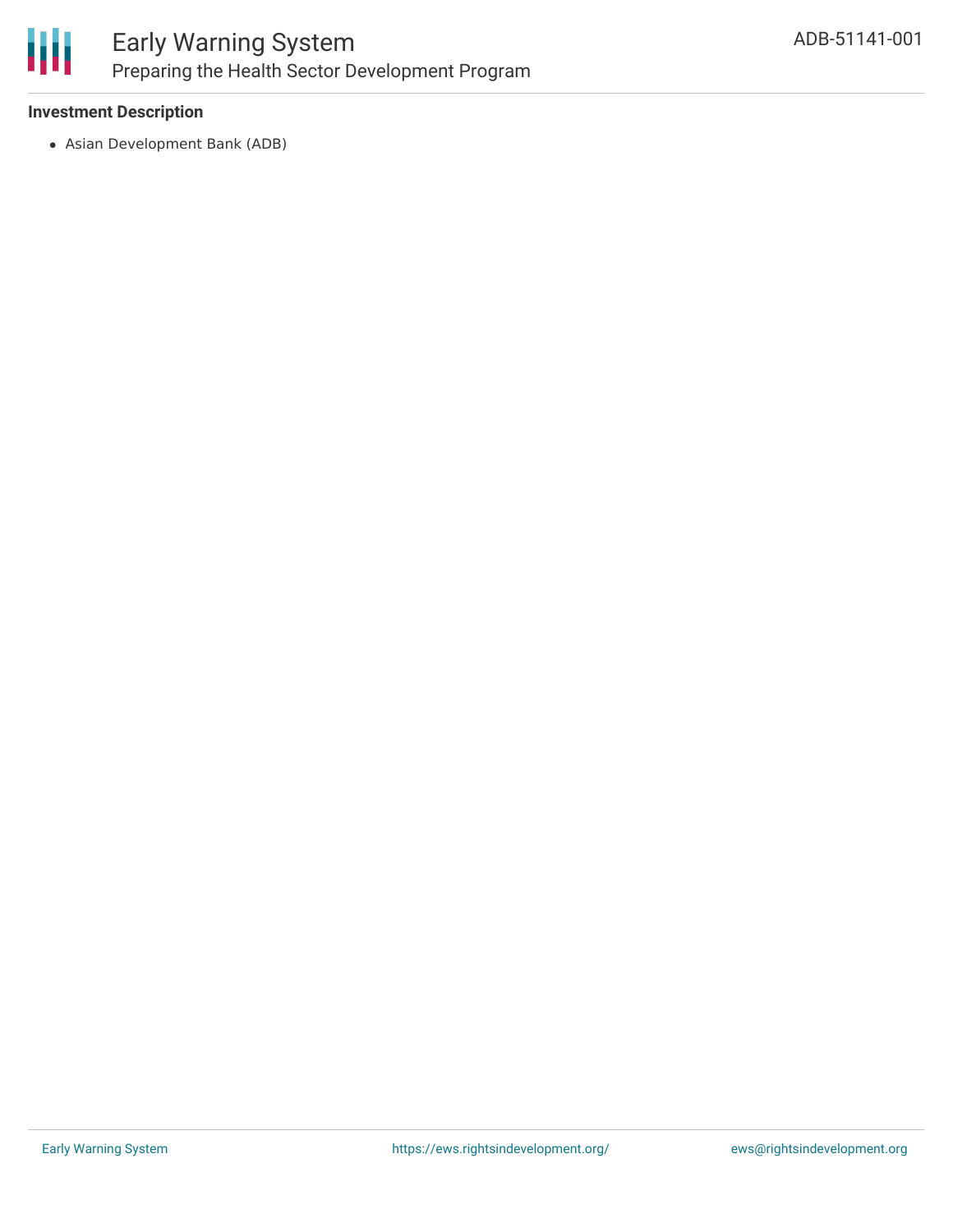### Investment Description

- Asian Development Bank (ADB)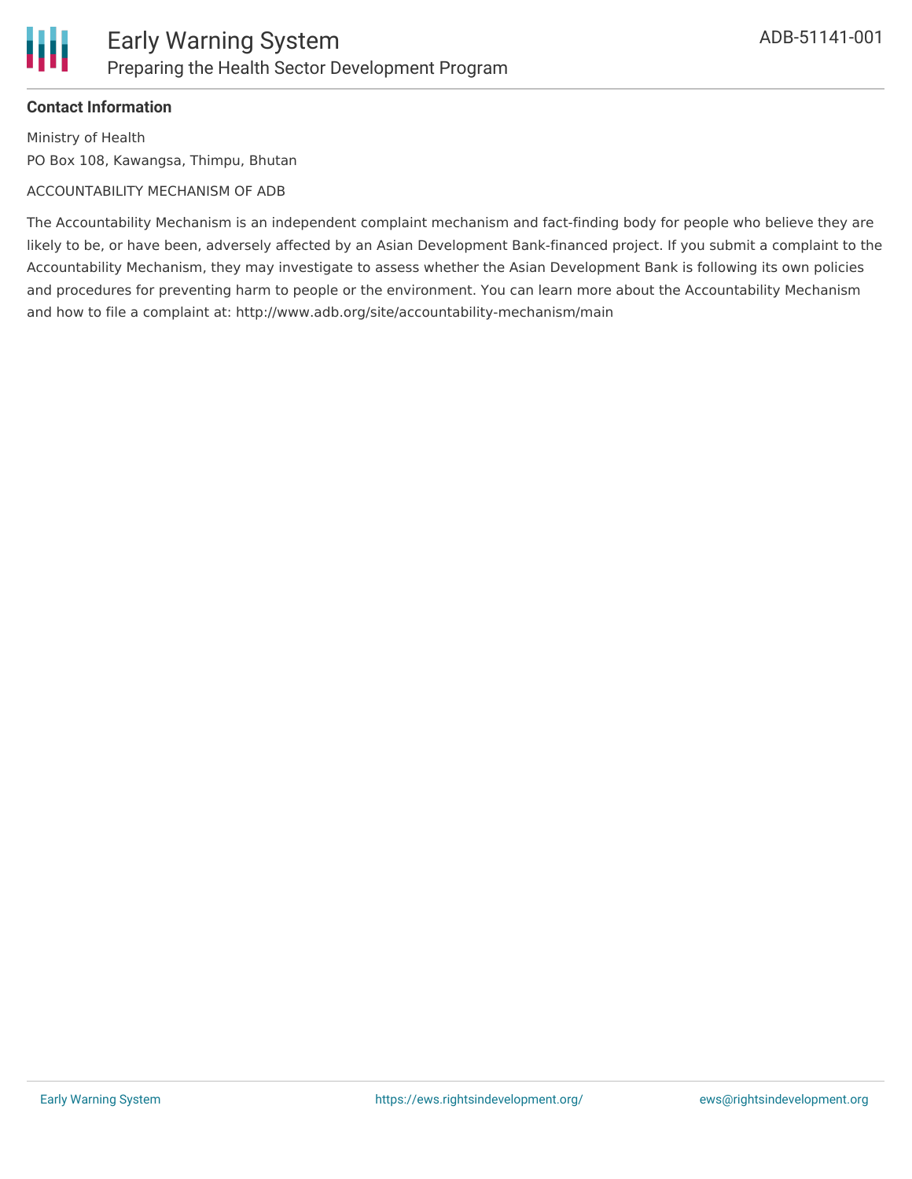**Contact Information**

Ministry of Health
PO Box 108, Kawangsa, Thimpu, Bhutan

ACCOUNTABILITY MECHANISM OF ADB

The Accountability Mechanism is an independent complaint mechanism and fact-finding body for people who believe they are likely to be, or have been, adversely affected by an Asian Development Bank-financed project. If you submit a complaint to the Accountability Mechanism, they may investigate to assess whether the Asian Development Bank is following its own policies and procedures for preventing harm to people or the environment. You can learn more about the Accountability Mechanism and how to file a complaint at: http://www.adb.org/site/accountability-mechanism/main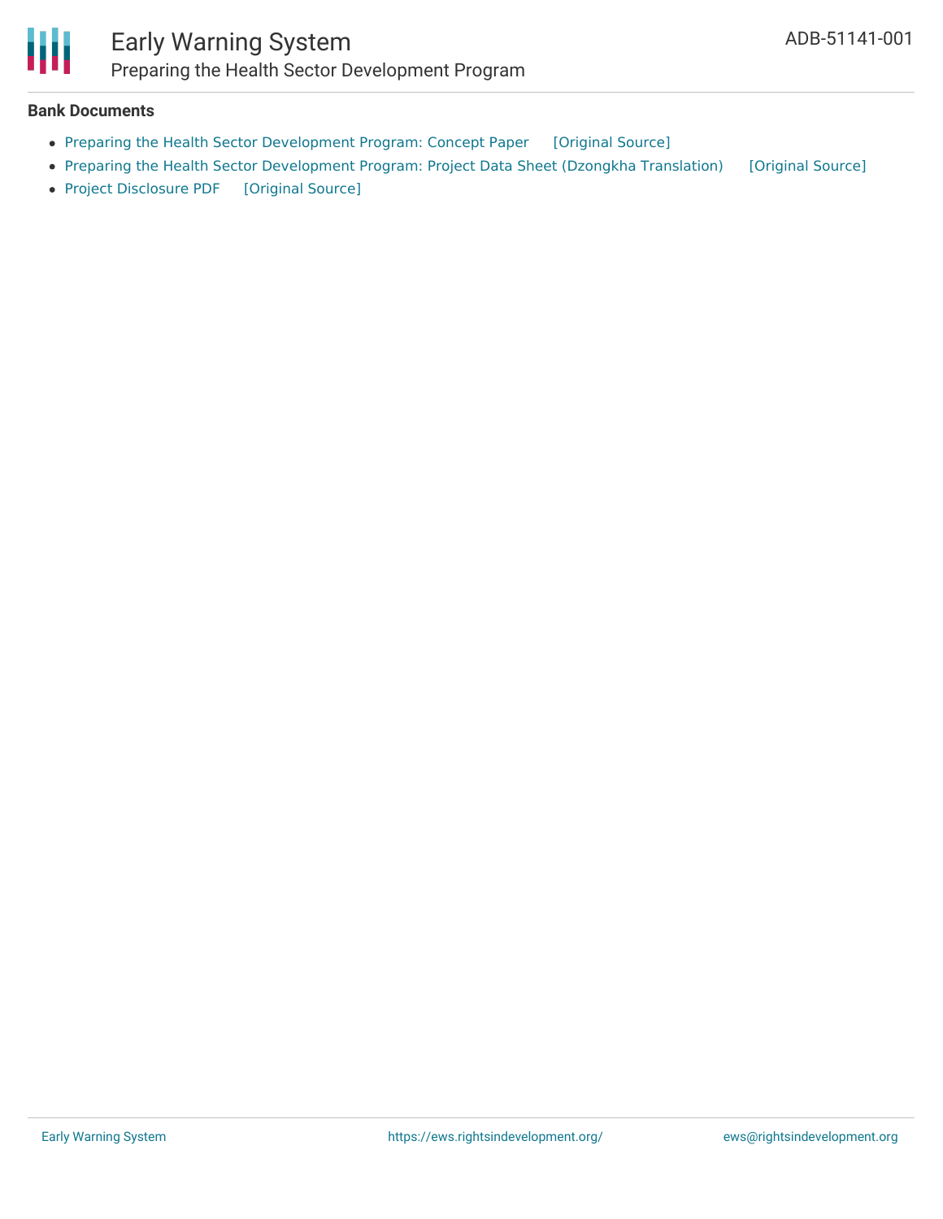## Bank Documents

- Preparing the Health Sector Development Program: Concept Paper [Original Source]
- Preparing the Health Sector Development Program: Project Data Sheet (Dzongkha Translation) [Original Source]
- Project Disclosure PDF [Original Source]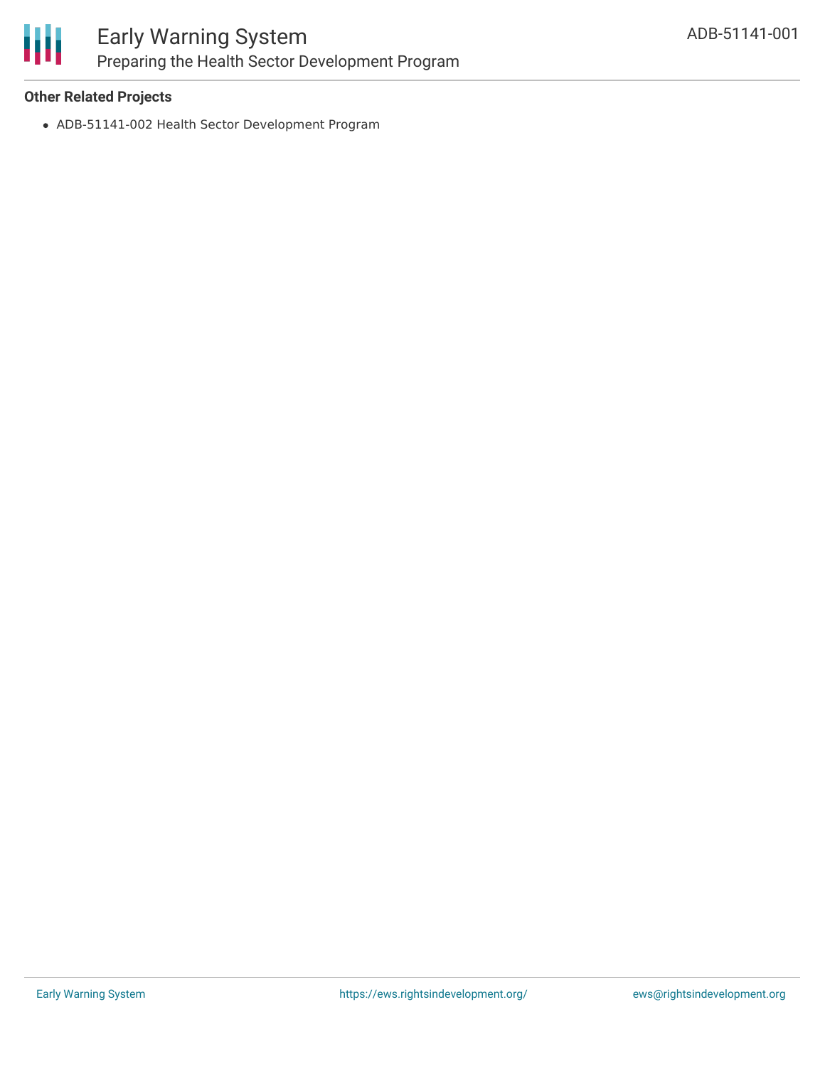**Other Related Projects**

- ADB-51141-002 Health Sector Development Program